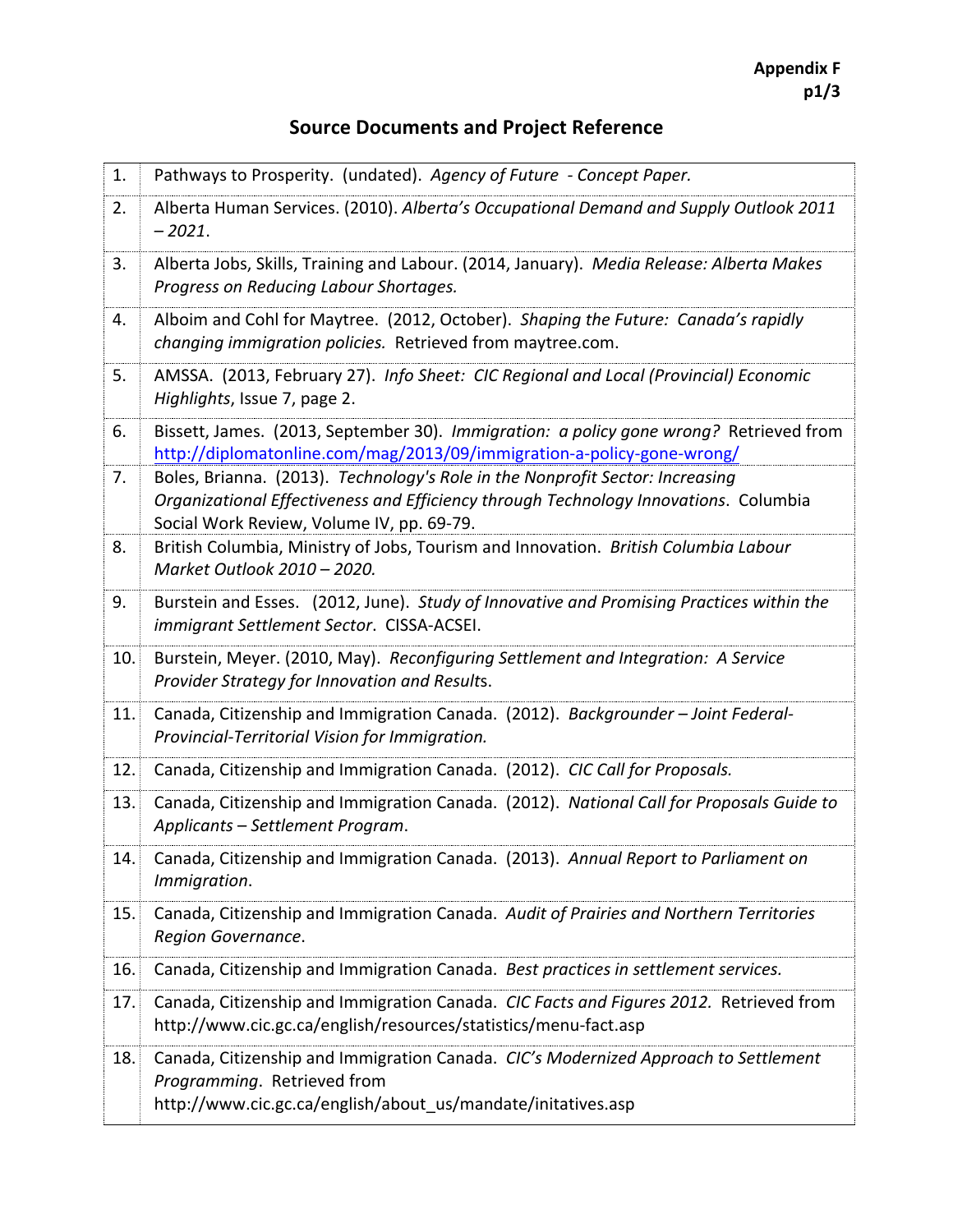**Appendix F**
**p1/3**

## Source Documents and Project Reference

| | |
|---|---|
| 1. | Pathways to Prosperity. (undated). *Agency of Future - Concept Paper.* |
| 2. | Alberta Human Services. (2010). *Alberta's Occupational Demand and Supply Outlook 2011 – 2021*. |
| 3. | Alberta Jobs, Skills, Training and Labour. (2014, January). *Media Release: Alberta Makes Progress on Reducing Labour Shortages.* |
| 4. | Alboim and Cohl for Maytree. (2012, October). *Shaping the Future: Canada's rapidly changing immigration policies.* Retrieved from maytree.com. |
| 5. | AMSSA. (2013, February 27). *Info Sheet: CIC Regional and Local (Provincial) Economic Highlights*, Issue 7, page 2. |
| 6. | Bissett, James. (2013, September 30). *Immigration: a policy gone wrong?* Retrieved from http://diplomatonline.com/mag/2013/09/immigration-a-policy-gone-wrong/ |
| 7. | Boles, Brianna. (2013). *Technology's Role in the Nonprofit Sector: Increasing Organizational Effectiveness and Efficiency through Technology Innovations*. Columbia Social Work Review, Volume IV, pp. 69-79. |
| 8. | British Columbia, Ministry of Jobs, Tourism and Innovation. *British Columbia Labour Market Outlook 2010 – 2020.* |
| 9. | Burstein and Esses. (2012, June). *Study of Innovative and Promising Practices within the immigrant Settlement Sector*. CISSA-ACSEI. |
| 10. | Burstein, Meyer. (2010, May). *Reconfiguring Settlement and Integration: A Service Provider Strategy for Innovation and Results*. |
| 11. | Canada, Citizenship and Immigration Canada. (2012). *Backgrounder – Joint Federal-Provincial-Territorial Vision for Immigration.* |
| 12. | Canada, Citizenship and Immigration Canada. (2012). *CIC Call for Proposals.* |
| 13. | Canada, Citizenship and Immigration Canada. (2012). *National Call for Proposals Guide to Applicants – Settlement Program*. |
| 14. | Canada, Citizenship and Immigration Canada. (2013). *Annual Report to Parliament on Immigration*. |
| 15. | Canada, Citizenship and Immigration Canada. *Audit of Prairies and Northern Territories Region Governance*. |
| 16. | Canada, Citizenship and Immigration Canada. *Best practices in settlement services.* |
| 17. | Canada, Citizenship and Immigration Canada. *CIC Facts and Figures 2012.* Retrieved from http://www.cic.gc.ca/english/resources/statistics/menu-fact.asp |
| 18. | Canada, Citizenship and Immigration Canada. *CIC's Modernized Approach to Settlement Programming*. Retrieved from http://www.cic.gc.ca/english/about_us/mandate/initatives.asp |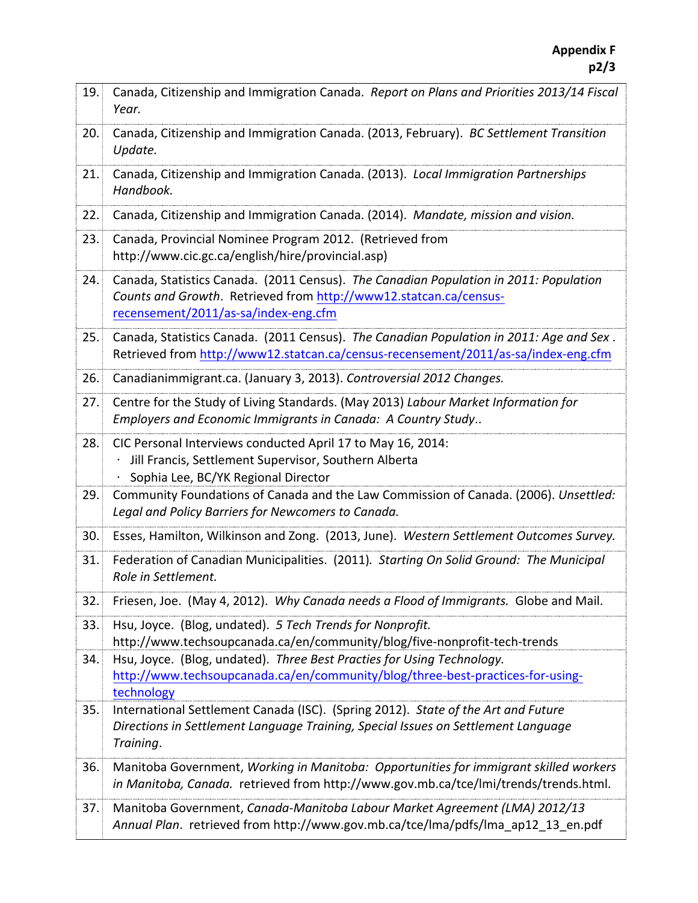| | |
|---|---|
| 19. | Canada, Citizenship and Immigration Canada. *Report on Plans and Priorities 2013/14 Fiscal Year.* |
| 20. | Canada, Citizenship and Immigration Canada. (2013, February). *BC Settlement Transition Update.* |
| 21. | Canada, Citizenship and Immigration Canada. (2013). *Local Immigration Partnerships Handbook.* |
| 22. | Canada, Citizenship and Immigration Canada. (2014). *Mandate, mission and vision.* |
| 23. | Canada, Provincial Nominee Program 2012. (Retrieved from http://www.cic.gc.ca/english/hire/provincial.asp) |
| 24. | Canada, Statistics Canada. (2011 Census). *The Canadian Population in 2011: Population Counts and Growth*. Retrieved from http://www12.statcan.ca/census-recensement/2011/as-sa/index-eng.cfm |
| 25. | Canada, Statistics Canada. (2011 Census). *The Canadian Population in 2011: Age and Sex* . Retrieved from http://www12.statcan.ca/census-recensement/2011/as-sa/index-eng.cfm |
| 26. | Canadianimmigrant.ca. (January 3, 2013). *Controversial 2012 Changes.* |
| 27. | Centre for the Study of Living Standards. (May 2013) *Labour Market Information for Employers and Economic Immigrants in Canada: A Country Study..* |
| 28. | CIC Personal Interviews conducted April 17 to May 16, 2014:<br>· Jill Francis, Settlement Supervisor, Southern Alberta<br>· Sophia Lee, BC/YK Regional Director |
| 29. | Community Foundations of Canada and the Law Commission of Canada. (2006). *Unsettled: Legal and Policy Barriers for Newcomers to Canada.* |
| 30. | Esses, Hamilton, Wilkinson and Zong. (2013, June). *Western Settlement Outcomes Survey.* |
| 31. | Federation of Canadian Municipalities. (2011). *Starting On Solid Ground: The Municipal Role in Settlement.* |
| 32. | Friesen, Joe. (May 4, 2012). *Why Canada needs a Flood of Immigrants.* Globe and Mail. |
| 33. | Hsu, Joyce. (Blog, undated). *5 Tech Trends for Nonprofit.* http://www.techsoupcanada.ca/en/community/blog/five-nonprofit-tech-trends |
| 34. | Hsu, Joyce. (Blog, undated). *Three Best Practies for Using Technology.* http://www.techsoupcanada.ca/en/community/blog/three-best-practices-for-using-technology |
| 35. | International Settlement Canada (ISC). (Spring 2012). *State of the Art and Future Directions in Settlement Language Training, Special Issues on Settlement Language Training*. |
| 36. | Manitoba Government, *Working in Manitoba: Opportunities for immigrant skilled workers in Manitoba, Canada.* retrieved from http://www.gov.mb.ca/tce/lmi/trends/trends.html. |
| 37. | Manitoba Government, *Canada-Manitoba Labour Market Agreement (LMA) 2012/13 Annual Plan*. retrieved from http://www.gov.mb.ca/tce/lma/pdfs/lma_ap12_13_en.pdf |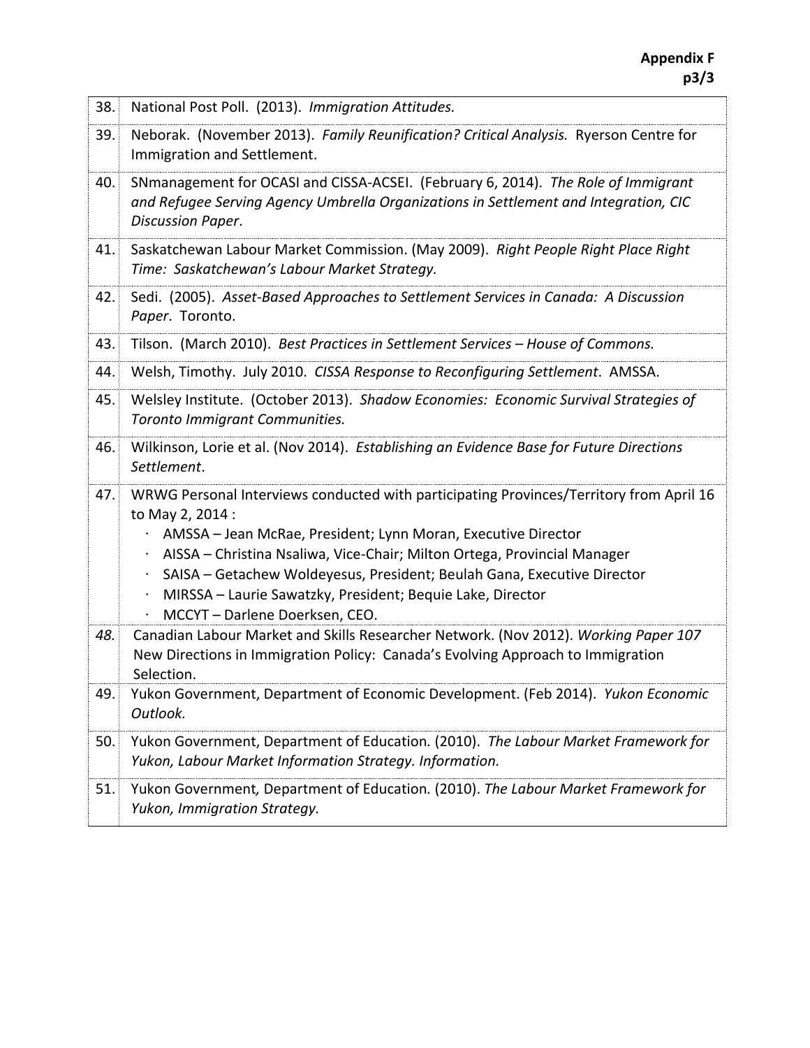**Appendix F**
**p3/3**

| | |
|---|---|
| 38. | National Post Poll. (2013). *Immigration Attitudes.* |
| 39. | Neborak. (November 2013). *Family Reunification? Critical Analysis.* Ryerson Centre for Immigration and Settlement. |
| 40. | SNmanagement for OCASI and CISSA-ACSEI. (February 6, 2014). *The Role of Immigrant and Refugee Serving Agency Umbrella Organizations in Settlement and Integration, CIC Discussion Paper*. |
| 41. | Saskatchewan Labour Market Commission. (May 2009). *Right People Right Place Right Time: Saskatchewan's Labour Market Strategy.* |
| 42. | Sedi. (2005). *Asset-Based Approaches to Settlement Services in Canada: A Discussion Paper*. Toronto. |
| 43. | Tilson. (March 2010). *Best Practices in Settlement Services – House of Commons.* |
| 44. | Welsh, Timothy. July 2010. *CISSA Response to Reconfiguring Settlement*. AMSSA. |
| 45. | Welsley Institute. (October 2013). *Shadow Economies: Economic Survival Strategies of Toronto Immigrant Communities.* |
| 46. | Wilkinson, Lorie et al. (Nov 2014). *Establishing an Evidence Base for Future Directions Settlement*. |
| 47. | WRWG Personal Interviews conducted with participating Provinces/Territory from April 16 to May 2, 2014 :<br>· AMSSA – Jean McRae, President; Lynn Moran, Executive Director<br>· AISSA – Christina Nsaliwa, Vice-Chair; Milton Ortega, Provincial Manager<br>· SAISA – Getachew Woldeyesus, President; Beulah Gana, Executive Director<br>· MIRSSA – Laurie Sawatzky, President; Bequie Lake, Director<br>· MCCYT – Darlene Doerksen, CEO. |
| *48.* | Canadian Labour Market and Skills Researcher Network. (Nov 2012). *Working Paper 107* New Directions in Immigration Policy: Canada's Evolving Approach to Immigration Selection. |
| 49. | Yukon Government, Department of Economic Development. (Feb 2014). *Yukon Economic Outlook.* |
| 50. | Yukon Government, Department of Education. (2010). *The Labour Market Framework for Yukon, Labour Market Information Strategy. Information.* |
| 51. | Yukon Government, Department of Education. (2010). *The Labour Market Framework for Yukon, Immigration Strategy.* |